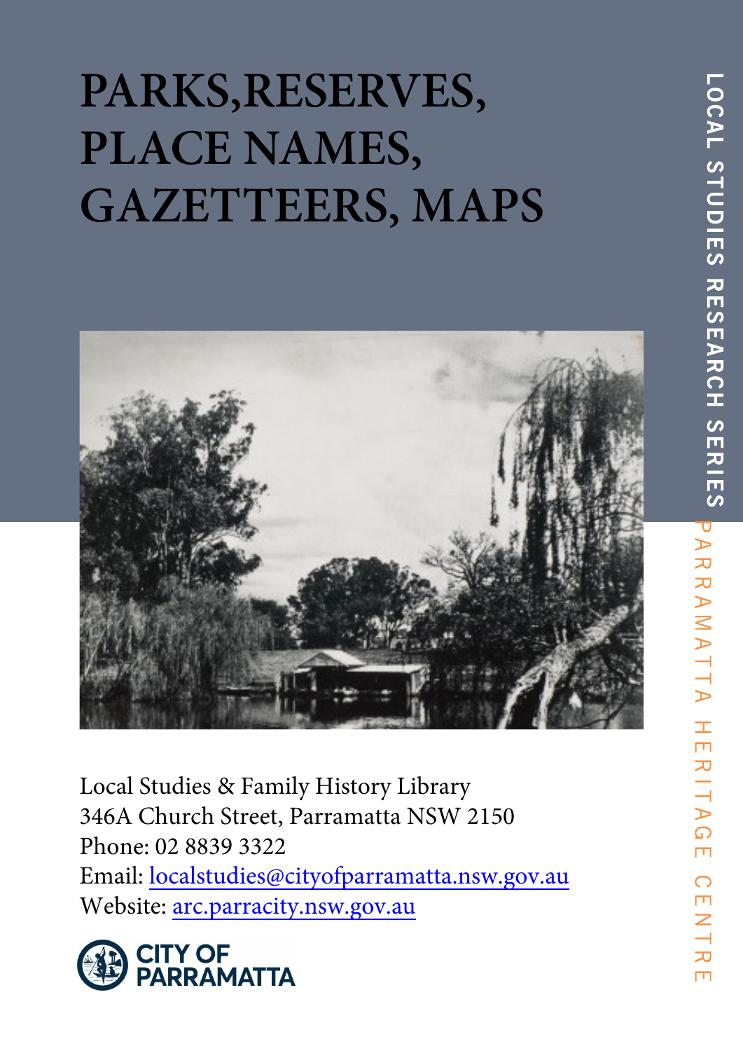# PARKS,RESERVES, PLACE NAMES, GAZETTEERS, MAPS

LOCAL STUDIES RESEARCH SERIES

PARRAMATTA HERITAGE CENTRE

Local Studies & Family History Library
346A Church Street, Parramatta NSW 2150
Phone: 02 8839 3322
Email: localstudies@cityofparramatta.nsw.gov.au
Website: arc.parracity.nsw.gov.au

CITY OF PARRAMATTA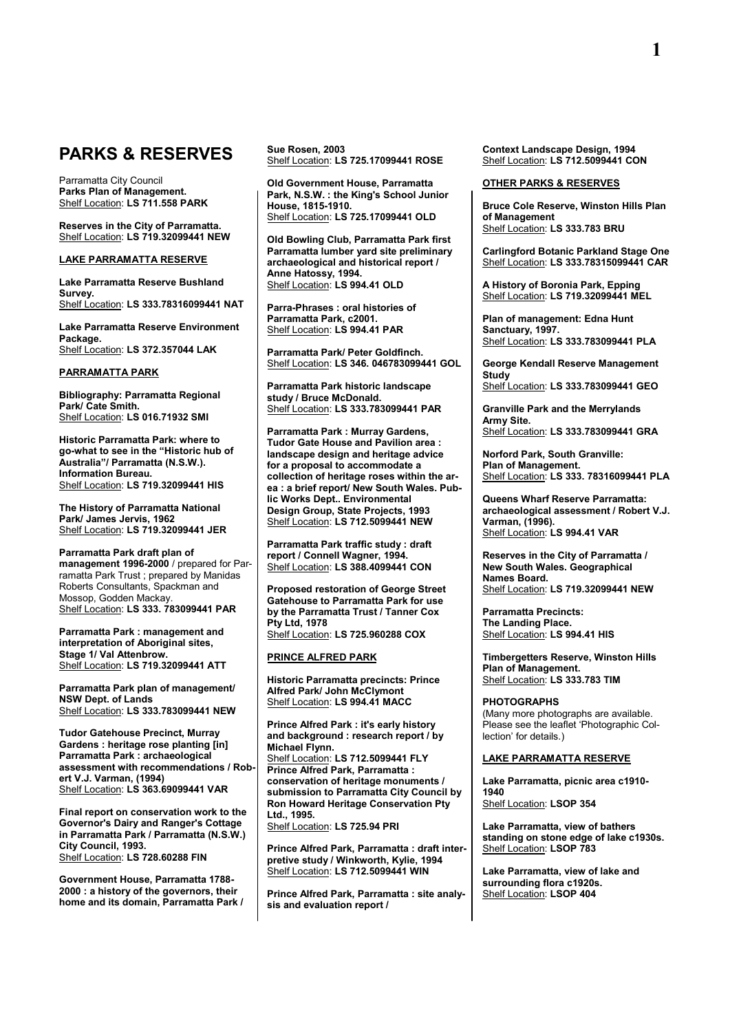# PARKS & RESERVES

Parramatta City Council
**Parks Plan of Management.**
Shelf Location: **LS 711.558 PARK**

**Reserves in the City of Parramatta.**
Shelf Location: **LS 719.32099441 NEW**

## LAKE PARRAMATTA RESERVE

**Lake Parramatta Reserve Bushland Survey.**
Shelf Location: **LS 333.78316099441 NAT**

**Lake Parramatta Reserve Environment Package.**
Shelf Location: **LS 372.357044 LAK**

## PARRAMATTA PARK

**Bibliography: Parramatta Regional Park/ Cate Smith.**
Shelf Location: **LS 016.71932 SMI**

**Historic Parramatta Park: where to go-what to see in the "Historic hub of Australia"/ Parramatta (N.S.W.). Information Bureau.**
Shelf Location: **LS 719.32099441 HIS**

**The History of Parramatta National Park/ James Jervis, 1962**
Shelf Location: **LS 719.32099441 JER**

**Parramatta Park draft plan of management 1996-2000** / prepared for Parramatta Park Trust ; prepared by Manidas Roberts Consultants, Spackman and Mossop, Godden Mackay.
Shelf Location: **LS 333. 783099441 PAR**

**Parramatta Park : management and interpretation of Aboriginal sites, Stage 1/ Val Attenbrow.**
Shelf Location: **LS 719.32099441 ATT**

**Parramatta Park plan of management/ NSW Dept. of Lands**
Shelf Location: **LS 333.783099441 NEW**

**Tudor Gatehouse Precinct, Murray Gardens : heritage rose planting [in] Parramatta Park : archaeological assessment with recommendations / Robert V.J. Varman, (1994)**
Shelf Location: **LS 363.69099441 VAR**

**Final report on conservation work to the Governor's Dairy and Ranger's Cottage in Parramatta Park / Parramatta (N.S.W.) City Council, 1993.**
Shelf Location: **LS 728.60288 FIN**

**Government House, Parramatta 1788-2000 : a history of the governors, their home and its domain, Parramatta Park / Sue Rosen, 2003**
Shelf Location: **LS 725.17099441 ROSE**

**Old Government House, Parramatta Park, N.S.W. : the King's School Junior House, 1815-1910.**
Shelf Location: **LS 725.17099441 OLD**

**Old Bowling Club, Parramatta Park first Parramatta lumber yard site preliminary archaeological and historical report / Anne Hatossy, 1994.**
Shelf Location: **LS 994.41 OLD**

**Parra-Phrases : oral histories of Parramatta Park, c2001.**
Shelf Location: **LS 994.41 PAR**

**Parramatta Park/ Peter Goldfinch.**
Shelf Location: **LS 346. 046783099441 GOL**

**Parramatta Park historic landscape study / Bruce McDonald.**
Shelf Location: **LS 333.783099441 PAR**

**Parramatta Park : Murray Gardens, Tudor Gate House and Pavilion area : landscape design and heritage advice for a proposal to accommodate a collection of heritage roses within the area : a brief report/ New South Wales. Public Works Dept.. Environmental Design Group, State Projects, 1993**
Shelf Location: **LS 712.5099441 NEW**

**Parramatta Park traffic study : draft report / Connell Wagner, 1994.**
Shelf Location: **LS 388.4099441 CON**

**Proposed restoration of George Street Gatehouse to Parramatta Park for use by the Parramatta Trust / Tanner Cox Pty Ltd, 1978**
Shelf Location: **LS 725.960288 COX**

## PRINCE ALFRED PARK

**Historic Parramatta precincts: Prince Alfred Park/ John McClymont**
Shelf Location: **LS 994.41 MACC**

**Prince Alfred Park : it's early history and background : research report / by Michael Flynn.**
Shelf Location: **LS 712.5099441 FLY**

**Prince Alfred Park, Parramatta : conservation of heritage monuments / submission to Parramatta City Council by Ron Howard Heritage Conservation Pty Ltd., 1995.**
Shelf Location: **LS 725.94 PRI**

**Prince Alfred Park, Parramatta : draft interpretive study / Winkworth, Kylie, 1994**
Shelf Location: **LS 712.5099441 WIN**

**Prince Alfred Park, Parramatta : site analysis and evaluation report / Context Landscape Design, 1994**
Shelf Location: **LS 712.5099441 CON**

## OTHER PARKS & RESERVES

**Bruce Cole Reserve, Winston Hills Plan of Management**
Shelf Location: **LS 333.783 BRU**

**Carlingford Botanic Parkland Stage One**
Shelf Location: **LS 333.78315099441 CAR**

**A History of Boronia Park, Epping**
Shelf Location: **LS 719.32099441 MEL**

**Plan of management: Edna Hunt Sanctuary, 1997.**
Shelf Location: **LS 333.783099441 PLA**

**George Kendall Reserve Management Study**
Shelf Location: **LS 333.783099441 GEO**

**Granville Park and the Merrylands Army Site.**
Shelf Location: **LS 333.783099441 GRA**

**Norford Park, South Granville: Plan of Management.**
Shelf Location: **LS 333. 78316099441 PLA**

**Queens Wharf Reserve Parramatta: archaeological assessment / Robert V.J. Varman, (1996).**
Shelf Location: **LS 994.41 VAR**

**Reserves in the City of Parramatta / New South Wales. Geographical Names Board.**
Shelf Location: **LS 719.32099441 NEW**

**Parramatta Precincts: The Landing Place.**
Shelf Location: **LS 994.41 HIS**

**Timbergetters Reserve, Winston Hills Plan of Management.**
Shelf Location: **LS 333.783 TIM**

**PHOTOGRAPHS**
(Many more photographs are available. Please see the leaflet 'Photographic Collection' for details.)

## LAKE PARRAMATTA RESERVE

**Lake Parramatta, picnic area c1910-1940**
Shelf Location: **LSOP 354**

**Lake Parramatta, view of bathers standing on stone edge of lake c1930s.**
Shelf Location: **LSOP 783**

**Lake Parramatta, view of lake and surrounding flora c1920s.**
Shelf Location: **LSOP 404**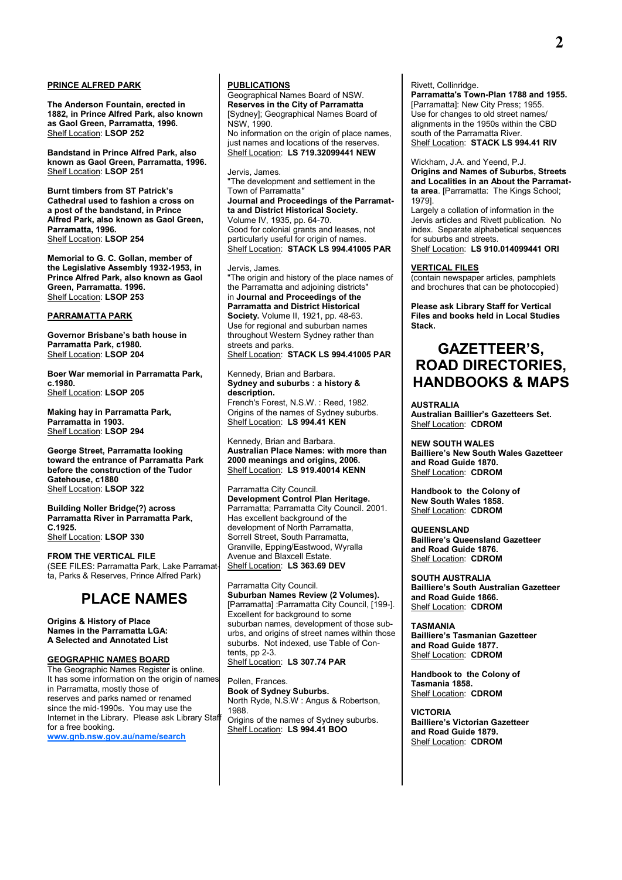**PRINCE ALFRED PARK**

**The Anderson Fountain, erected in 1882, in Prince Alfred Park, also known as Gaol Green, Parramatta, 1996.**
Shelf Location: **LSOP 252**

**Bandstand in Prince Alfred Park, also known as Gaol Green, Parramatta, 1996.**
Shelf Location: **LSOP 251**

**Burnt timbers from ST Patrick's Cathedral used to fashion a cross on a post of the bandstand, in Prince Alfred Park, also known as Gaol Green, Parramatta, 1996.**
Shelf Location: **LSOP 254**

**Memorial to G. C. Gollan, member of the Legislative Assembly 1932-1953, in Prince Alfred Park, also known as Gaol Green, Parramatta. 1996.**
Shelf Location: **LSOP 253**

**PARRAMATTA PARK**

**Governor Brisbane's bath house in Parramatta Park, c1980.**
Shelf Location: **LSOP 204**

**Boer War memorial in Parramatta Park, c.1980.**
Shelf Location: **LSOP 205**

**Making hay in Parramatta Park, Parramatta in 1903.**
Shelf Location: **LSOP 294**

**George Street, Parramatta looking toward the entrance of Parramatta Park before the construction of the Tudor Gatehouse, c1880**
Shelf Location: **LSOP 322**

**Building Noller Bridge(?) across Parramatta River in Parramatta Park, C.1925.**
Shelf Location: **LSOP 330**

**FROM THE VERTICAL FILE**
(SEE FILES: Parramatta Park, Lake Parramatta, Parks & Reserves, Prince Alfred Park)

# PLACE NAMES

**Origins & History of Place Names in the Parramatta LGA: A Selected and Annotated List**

**GEOGRAPHIC NAMES BOARD**
The Geographic Names Register is online. It has some information on the origin of names in Parramatta, mostly those of reserves and parks named or renamed since the mid-1990s. You may use the Internet in the Library. Please ask Library Staff for a free booking.
**www.gnb.nsw.gov.au/name/search**

**PUBLICATIONS**
Geographical Names Board of NSW.
**Reserves in the City of Parramatta**
[Sydney]; Geographical Names Board of NSW, 1990.
No information on the origin of place names, just names and locations of the reserves.
Shelf Location: **LS 719.32099441 NEW**

Jervis, James.
"The development and settlement in the Town of Parramatta"
**Journal and Proceedings of the Parramatta and District Historical Society.**
Volume IV, 1935, pp. 64-70.
Good for colonial grants and leases, not particularly useful for origin of names.
Shelf Location: **STACK LS 994.41005 PAR**

Jervis, James.
"The origin and history of the place names of the Parramatta and adjoining districts" in **Journal and Proceedings of the Parramatta and District Historical Society.** Volume II, 1921, pp. 48-63.
Use for regional and suburban names throughout Western Sydney rather than streets and parks.
Shelf Location: **STACK LS 994.41005 PAR**

Kennedy, Brian and Barbara.
**Sydney and suburbs : a history & description.**
French's Forest, N.S.W. : Reed, 1982.
Origins of the names of Sydney suburbs.
Shelf Location: **LS 994.41 KEN**

Kennedy, Brian and Barbara.
**Australian Place Names: with more than 2000 meanings and origins, 2006.**
Shelf Location: **LS 919.40014 KENN**

Parramatta City Council.
**Development Control Plan Heritage.**
Parramatta; Parramatta City Council. 2001.
Has excellent background of the development of North Parramatta, Sorrell Street, South Parramatta, Granville, Epping/Eastwood, Wyralla Avenue and Blaxcell Estate.
Shelf Location: **LS 363.69 DEV**

Parramatta City Council.
**Suburban Names Review (2 Volumes).**
[Parramatta] :Parramatta City Council, [199-].
Excellent for background to some suburban names, development of those suburbs, and origins of street names within those suburbs. Not indexed, use Table of Contents, pp 2-3.
Shelf Location: **LS 307.74 PAR**

Pollen, Frances.
**Book of Sydney Suburbs.**
North Ryde, N.S.W : Angus & Robertson, 1988.
Origins of the names of Sydney suburbs.
Shelf Location: **LS 994.41 BOO**

Rivett, Collinridge.
**Parramatta's Town-Plan 1788 and 1955.**
[Parramatta]: New City Press; 1955.
Use for changes to old street names/ alignments in the 1950s within the CBD south of the Parramatta River.
Shelf Location: **STACK LS 994.41 RIV**

Wickham, J.A. and Yeend, P.J.
**Origins and Names of Suburbs, Streets and Localities in an About the Parramatta area**. [Parramatta: The Kings School; 1979].
Largely a collation of information in the Jervis articles and Rivett publication. No index. Separate alphabetical sequences for suburbs and streets.
Shelf Location: **LS 910.014099441 ORI**

**VERTICAL FILES**
(contain newspaper articles, pamphlets and brochures that can be photocopied)

**Please ask Library Staff for Vertical Files and books held in Local Studies Stack.**

# GAZETTEER'S, ROAD DIRECTORIES, HANDBOOKS & MAPS

**AUSTRALIA**
**Australian Baillier's Gazetteers Set.**
Shelf Location: **CDROM**

**NEW SOUTH WALES**
**Bailliere's New South Wales Gazetteer and Road Guide 1870.**
Shelf Location: **CDROM**

**Handbook to the Colony of New South Wales 1858.**
Shelf Location: **CDROM**

**QUEENSLAND**
**Bailliere's Queensland Gazetteer and Road Guide 1876.**
Shelf Location: **CDROM**

**SOUTH AUSTRALIA**
**Bailliere's South Australian Gazetteer and Road Guide 1866.**
Shelf Location: **CDROM**

**TASMANIA**
**Bailliere's Tasmanian Gazetteer and Road Guide 1877.**
Shelf Location: **CDROM**

**Handbook to the Colony of Tasmania 1858.**
Shelf Location: **CDROM**

**VICTORIA**
**Bailliere's Victorian Gazetteer and Road Guide 1879.**
Shelf Location: **CDROM**